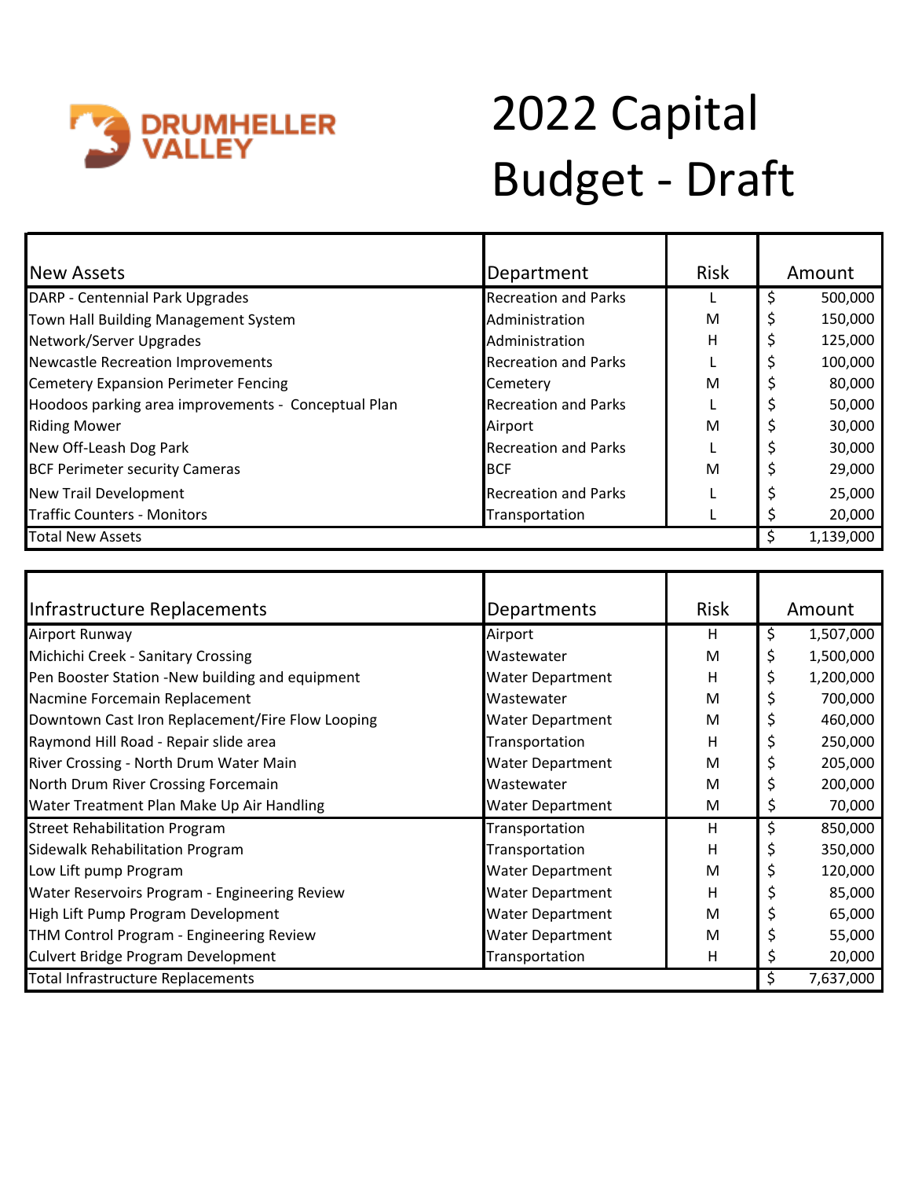DRUMHELLER VALLEY

# 2022 Capital Budget - Draft

| New Assets | Department | Risk | Amount |
|---|---|---|---|
| DARP - Centennial Park Upgrades | Recreation and Parks | L | $ 500,000 |
| Town Hall Building Management System | Administration | M | $ 150,000 |
| Network/Server Upgrades | Administration | H | $ 125,000 |
| Newcastle Recreation Improvements | Recreation and Parks | L | $ 100,000 |
| Cemetery Expansion Perimeter Fencing | Cemetery | M | $ 80,000 |
| Hoodoos parking area improvements - Conceptual Plan | Recreation and Parks | L | $ 50,000 |
| Riding Mower | Airport | M | $ 30,000 |
| New Off-Leash Dog Park | Recreation and Parks | L | $ 30,000 |
| BCF Perimeter security Cameras | BCF | M | $ 29,000 |
| New Trail Development | Recreation and Parks | L | $ 25,000 |
| Traffic Counters - Monitors | Transportation | L | $ 20,000 |
| Total New Assets | | | $ 1,139,000 |

| Infrastructure Replacements | Departments | Risk | Amount |
|---|---|---|---|
| Airport Runway | Airport | H | $ 1,507,000 |
| Michichi Creek - Sanitary Crossing | Wastewater | M | $ 1,500,000 |
| Pen Booster Station -New building and equipment | Water Department | H | $ 1,200,000 |
| Nacmine Forcemain Replacement | Wastewater | M | $ 700,000 |
| Downtown Cast Iron Replacement/Fire Flow Looping | Water Department | M | $ 460,000 |
| Raymond Hill Road - Repair slide area | Transportation | H | $ 250,000 |
| River Crossing - North Drum Water Main | Water Department | M | $ 205,000 |
| North Drum River Crossing Forcemain | Wastewater | M | $ 200,000 |
| Water Treatment Plan Make Up Air Handling | Water Department | M | $ 70,000 |
| Street Rehabilitation Program | Transportation | H | $ 850,000 |
| Sidewalk Rehabilitation Program | Transportation | H | $ 350,000 |
| Low Lift pump Program | Water Department | M | $ 120,000 |
| Water Reservoirs Program - Engineering Review | Water Department | H | $ 85,000 |
| High Lift Pump Program Development | Water Department | M | $ 65,000 |
| THM Control Program - Engineering Review | Water Department | M | $ 55,000 |
| Culvert Bridge Program Development | Transportation | H | $ 20,000 |
| Total Infrastructure Replacements | | | $ 7,637,000 |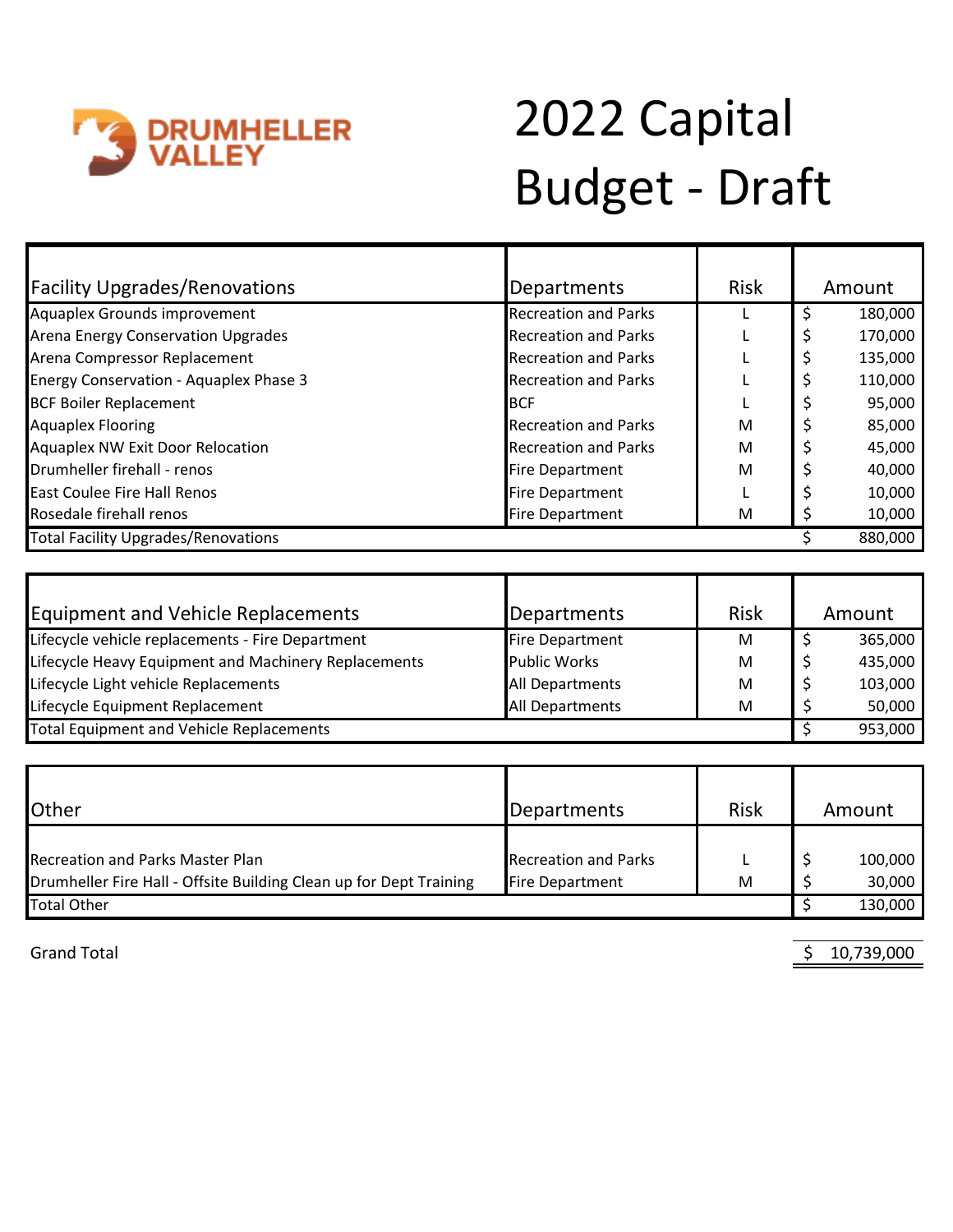DRUMHELLER VALLEY

# 2022 Capital Budget - Draft

| Facility Upgrades/Renovations | Departments | Risk | Amount |
|---|---|---|---|
| Aquaplex Grounds improvement | Recreation and Parks | L | $ 180,000 |
| Arena Energy Conservation Upgrades | Recreation and Parks | L | $ 170,000 |
| Arena Compressor Replacement | Recreation and Parks | L | $ 135,000 |
| Energy Conservation - Aquaplex Phase 3 | Recreation and Parks | L | $ 110,000 |
| BCF Boiler Replacement | BCF | L | $ 95,000 |
| Aquaplex Flooring | Recreation and Parks | M | $ 85,000 |
| Aquaplex NW Exit Door Relocation | Recreation and Parks | M | $ 45,000 |
| Drumheller firehall - renos | Fire Department | M | $ 40,000 |
| East Coulee Fire Hall Renos | Fire Department | L | $ 10,000 |
| Rosedale firehall renos | Fire Department | M | $ 10,000 |
| Total Facility Upgrades/Renovations | | | $ 880,000 |

| Equipment and Vehicle Replacements | Departments | Risk | Amount |
|---|---|---|---|
| Lifecycle vehicle replacements - Fire Department | Fire Department | M | $ 365,000 |
| Lifecycle Heavy Equipment and Machinery Replacements | Public Works | M | $ 435,000 |
| Lifecycle Light vehicle Replacements | All Departments | M | $ 103,000 |
| Lifecycle Equipment Replacement | All Departments | M | $ 50,000 |
| Total Equipment and Vehicle Replacements | | | $ 953,000 |

| Other | Departments | Risk | Amount |
|---|---|---|---|
| Recreation and Parks Master Plan | Recreation and Parks | L | $ 100,000 |
| Drumheller Fire Hall - Offsite Building Clean up for Dept Training | Fire Department | M | $ 30,000 |
| Total Other | | | $ 130,000 |

Grand Total $ 10,739,000